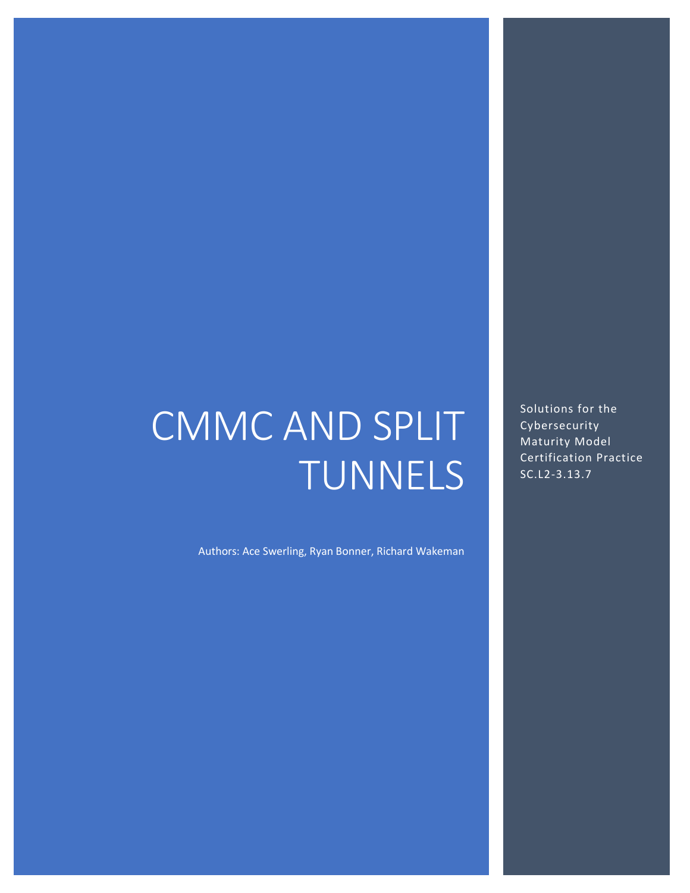# CMMC AND SPLIT TUNNELS

Authors: Ace Swerling, Ryan Bonner, Richard Wakeman

Solutions for the Cybersecurity Maturity Model Certification Practice SC.L2-3.13.7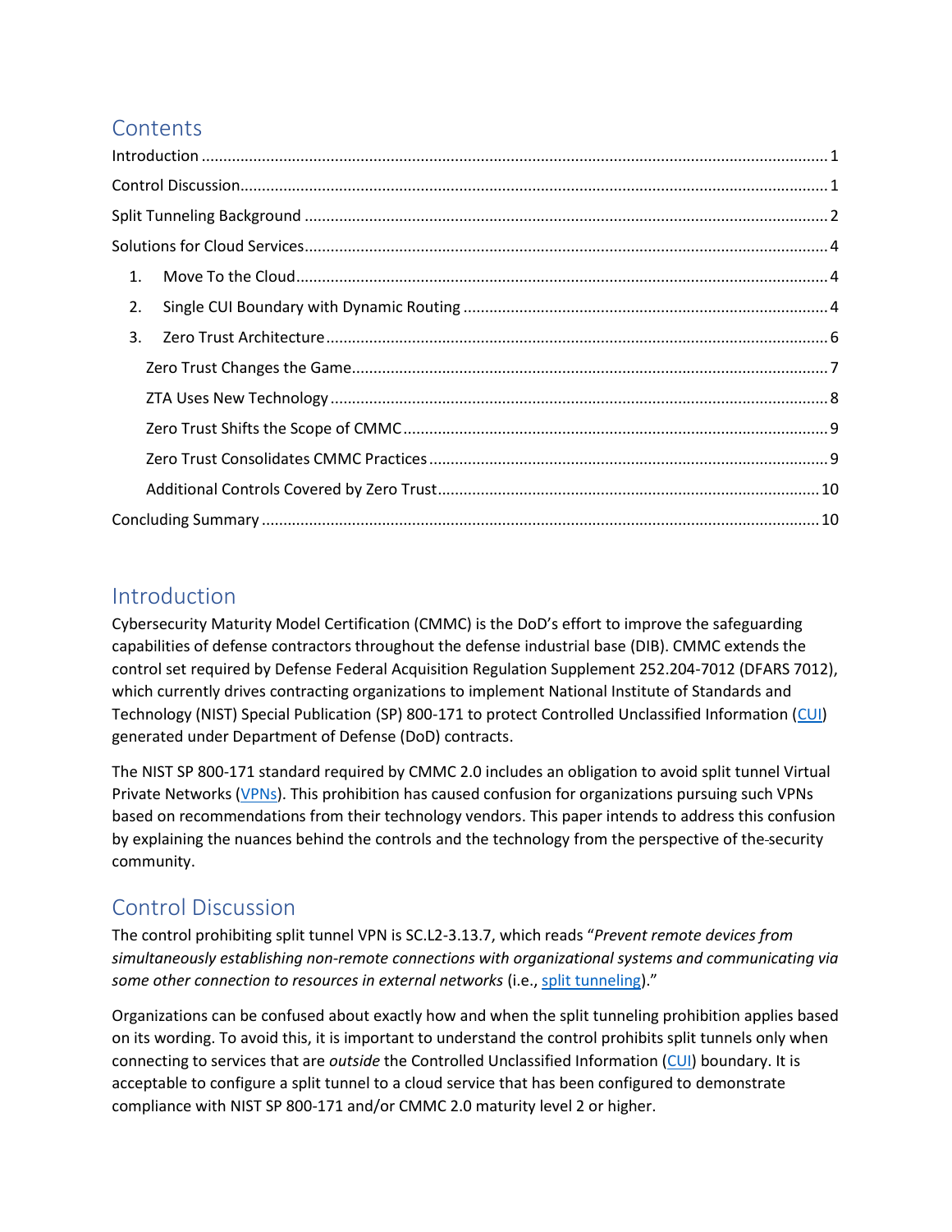## Contents

Introduction ........................................................................................................................................ 1

Control Discussion................................................................................................................................ 1

Split Tunneling Background ................................................................................................................ 2

Solutions for Cloud Services................................................................................................................. 4

1. Move To the Cloud.......................................................................................................................... 4
2. Single CUI Boundary with Dynamic Routing .................................................................................... 4
3. Zero Trust Architecture.................................................................................................................... 6

    Zero Trust Changes the Game............................................................................................................. 7

    ZTA Uses New Technology .................................................................................................................. 8

    Zero Trust Shifts the Scope of CMMC .................................................................................................. 9

    Zero Trust Consolidates CMMC Practices ............................................................................................ 9

    Additional Controls Covered by Zero Trust........................................................................................ 10

Concluding Summary ........................................................................................................................ 10

## Introduction

Cybersecurity Maturity Model Certification (CMMC) is the DoD's effort to improve the safeguarding capabilities of defense contractors throughout the defense industrial base (DIB). CMMC extends the control set required by Defense Federal Acquisition Regulation Supplement 252.204-7012 (DFARS 7012), which currently drives contracting organizations to implement National Institute of Standards and Technology (NIST) Special Publication (SP) 800-171 to protect Controlled Unclassified Information (CUI) generated under Department of Defense (DoD) contracts.

The NIST SP 800-171 standard required by CMMC 2.0 includes an obligation to avoid split tunnel Virtual Private Networks (VPNs). This prohibition has caused confusion for organizations pursuing such VPNs based on recommendations from their technology vendors. This paper intends to address this confusion by explaining the nuances behind the controls and the technology from the perspective of the-security community.

## Control Discussion

The control prohibiting split tunnel VPN is SC.L2-3.13.7, which reads "*Prevent remote devices from simultaneously establishing non-remote connections with organizational systems and communicating via some other connection to resources in external networks* (i.e., split tunneling)."

Organizations can be confused about exactly how and when the split tunneling prohibition applies based on its wording. To avoid this, it is important to understand the control prohibits split tunnels only when connecting to services that are *outside* the Controlled Unclassified Information (CUI) boundary. It is acceptable to configure a split tunnel to a cloud service that has been configured to demonstrate compliance with NIST SP 800-171 and/or CMMC 2.0 maturity level 2 or higher.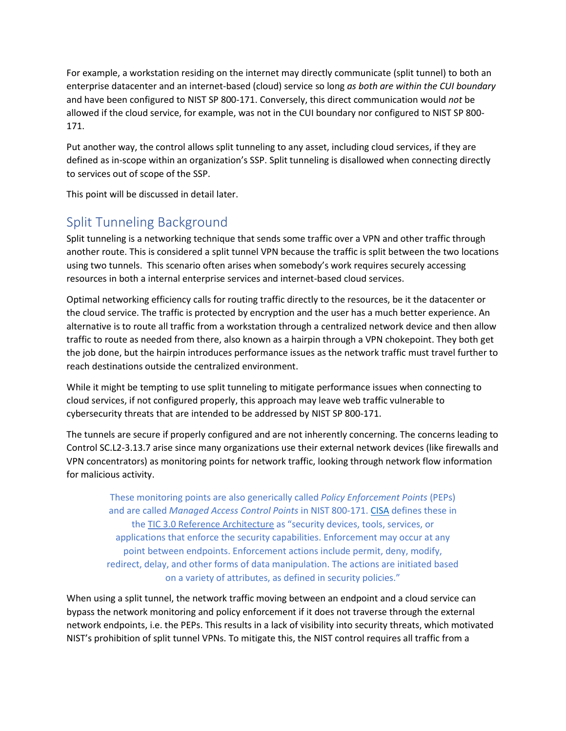For example, a workstation residing on the internet may directly communicate (split tunnel) to both an enterprise datacenter and an internet-based (cloud) service so long *as both are within the CUI boundary* and have been configured to NIST SP 800-171. Conversely, this direct communication would *not* be allowed if the cloud service, for example, was not in the CUI boundary nor configured to NIST SP 800-171.

Put another way, the control allows split tunneling to any asset, including cloud services, if they are defined as in-scope within an organization's SSP. Split tunneling is disallowed when connecting directly to services out of scope of the SSP.

This point will be discussed in detail later.

## Split Tunneling Background

Split tunneling is a networking technique that sends some traffic over a VPN and other traffic through another route. This is considered a split tunnel VPN because the traffic is split between the two locations using two tunnels. This scenario often arises when somebody's work requires securely accessing resources in both a internal enterprise services and internet-based cloud services.

Optimal networking efficiency calls for routing traffic directly to the resources, be it the datacenter or the cloud service. The traffic is protected by encryption and the user has a much better experience. An alternative is to route all traffic from a workstation through a centralized network device and then allow traffic to route as needed from there, also known as a hairpin through a VPN chokepoint. They both get the job done, but the hairpin introduces performance issues as the network traffic must travel further to reach destinations outside the centralized environment.

While it might be tempting to use split tunneling to mitigate performance issues when connecting to cloud services, if not configured properly, this approach may leave web traffic vulnerable to cybersecurity threats that are intended to be addressed by NIST SP 800-171.

The tunnels are secure if properly configured and are not inherently concerning. The concerns leading to Control SC.L2-3.13.7 arise since many organizations use their external network devices (like firewalls and VPN concentrators) as monitoring points for network traffic, looking through network flow information for malicious activity.

> These monitoring points are also generically called *Policy Enforcement Points* (PEPs) and are called *Managed Access Control Points* in NIST 800-171. CISA defines these in the TIC 3.0 Reference Architecture as "security devices, tools, services, or applications that enforce the security capabilities. Enforcement may occur at any point between endpoints. Enforcement actions include permit, deny, modify, redirect, delay, and other forms of data manipulation. The actions are initiated based on a variety of attributes, as defined in security policies."

When using a split tunnel, the network traffic moving between an endpoint and a cloud service can bypass the network monitoring and policy enforcement if it does not traverse through the external network endpoints, i.e. the PEPs. This results in a lack of visibility into security threats, which motivated NIST's prohibition of split tunnel VPNs. To mitigate this, the NIST control requires all traffic from a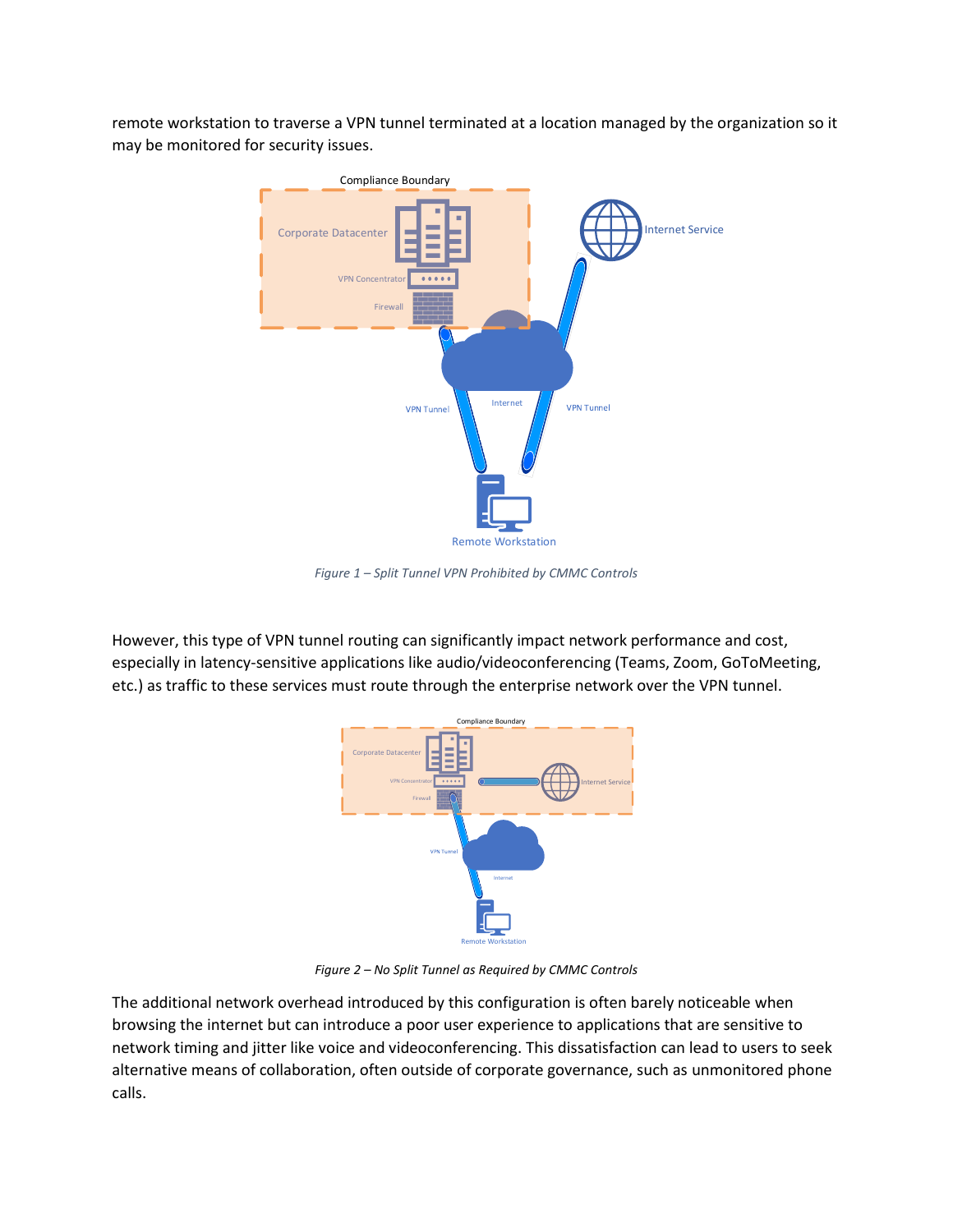remote workstation to traverse a VPN tunnel terminated at a location managed by the organization so it may be monitored for security issues.

*Figure 1 – Split Tunnel VPN Prohibited by CMMC Controls*

However, this type of VPN tunnel routing can significantly impact network performance and cost, especially in latency-sensitive applications like audio/videoconferencing (Teams, Zoom, GoToMeeting, etc.) as traffic to these services must route through the enterprise network over the VPN tunnel.

*Figure 2 – No Split Tunnel as Required by CMMC Controls*

The additional network overhead introduced by this configuration is often barely noticeable when browsing the internet but can introduce a poor user experience to applications that are sensitive to network timing and jitter like voice and videoconferencing. This dissatisfaction can lead to users to seek alternative means of collaboration, often outside of corporate governance, such as unmonitored phone calls.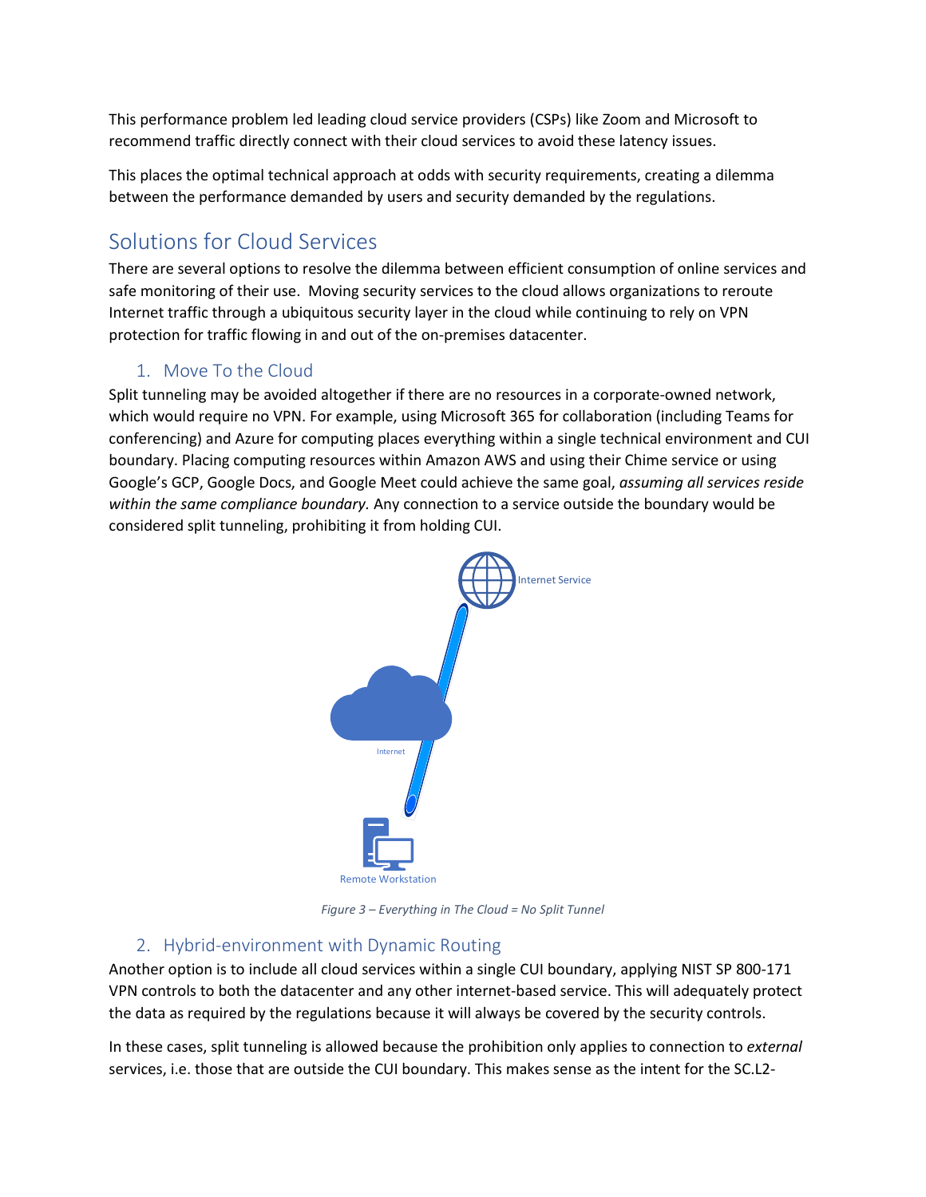This performance problem led leading cloud service providers (CSPs) like Zoom and Microsoft to recommend traffic directly connect with their cloud services to avoid these latency issues.

This places the optimal technical approach at odds with security requirements, creating a dilemma between the performance demanded by users and security demanded by the regulations.

## Solutions for Cloud Services

There are several options to resolve the dilemma between efficient consumption of online services and safe monitoring of their use. Moving security services to the cloud allows organizations to reroute Internet traffic through a ubiquitous security layer in the cloud while continuing to rely on VPN protection for traffic flowing in and out of the on-premises datacenter.

### 1. Move To the Cloud

Split tunneling may be avoided altogether if there are no resources in a corporate-owned network, which would require no VPN. For example, using Microsoft 365 for collaboration (including Teams for conferencing) and Azure for computing places everything within a single technical environment and CUI boundary. Placing computing resources within Amazon AWS and using their Chime service or using Google's GCP, Google Docs, and Google Meet could achieve the same goal, *assuming all services reside within the same compliance boundary.* Any connection to a service outside the boundary would be considered split tunneling, prohibiting it from holding CUI.

*Figure 3 – Everything in The Cloud = No Split Tunnel*

### 2. Hybrid-environment with Dynamic Routing

Another option is to include all cloud services within a single CUI boundary, applying NIST SP 800-171 VPN controls to both the datacenter and any other internet-based service. This will adequately protect the data as required by the regulations because it will always be covered by the security controls.

In these cases, split tunneling is allowed because the prohibition only applies to connection to *external* services, i.e. those that are outside the CUI boundary. This makes sense as the intent for the SC.L2-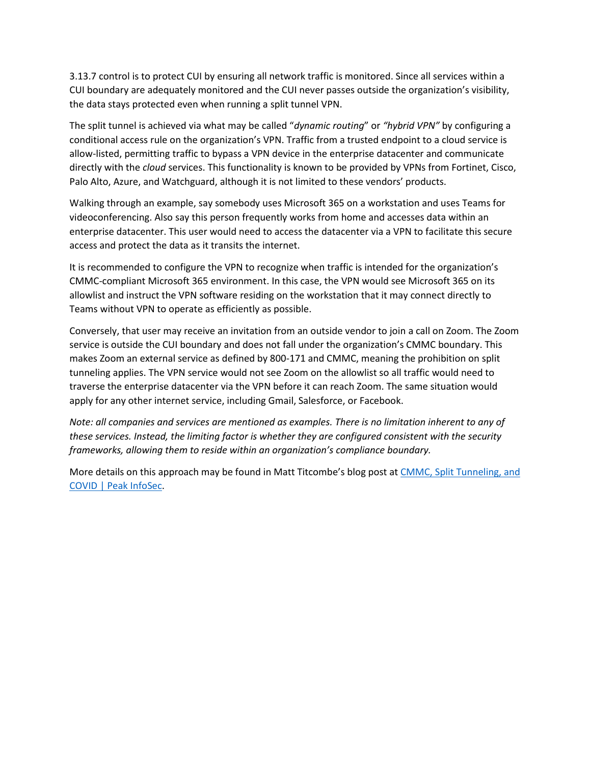3.13.7 control is to protect CUI by ensuring all network traffic is monitored. Since all services within a CUI boundary are adequately monitored and the CUI never passes outside the organization's visibility, the data stays protected even when running a split tunnel VPN.

The split tunnel is achieved via what may be called "*dynamic routing*" or *"hybrid VPN"* by configuring a conditional access rule on the organization's VPN. Traffic from a trusted endpoint to a cloud service is allow-listed, permitting traffic to bypass a VPN device in the enterprise datacenter and communicate directly with the *cloud* services. This functionality is known to be provided by VPNs from Fortinet, Cisco, Palo Alto, Azure, and Watchguard, although it is not limited to these vendors' products.

Walking through an example, say somebody uses Microsoft 365 on a workstation and uses Teams for videoconferencing. Also say this person frequently works from home and accesses data within an enterprise datacenter. This user would need to access the datacenter via a VPN to facilitate this secure access and protect the data as it transits the internet.

It is recommended to configure the VPN to recognize when traffic is intended for the organization's CMMC-compliant Microsoft 365 environment. In this case, the VPN would see Microsoft 365 on its allowlist and instruct the VPN software residing on the workstation that it may connect directly to Teams without VPN to operate as efficiently as possible.

Conversely, that user may receive an invitation from an outside vendor to join a call on Zoom. The Zoom service is outside the CUI boundary and does not fall under the organization's CMMC boundary. This makes Zoom an external service as defined by 800-171 and CMMC, meaning the prohibition on split tunneling applies. The VPN service would not see Zoom on the allowlist so all traffic would need to traverse the enterprise datacenter via the VPN before it can reach Zoom. The same situation would apply for any other internet service, including Gmail, Salesforce, or Facebook.

*Note: all companies and services are mentioned as examples. There is no limitation inherent to any of these services. Instead, the limiting factor is whether they are configured consistent with the security frameworks, allowing them to reside within an organization's compliance boundary.*

More details on this approach may be found in Matt Titcombe's blog post at [CMMC, Split Tunneling, and COVID | Peak InfoSec](#).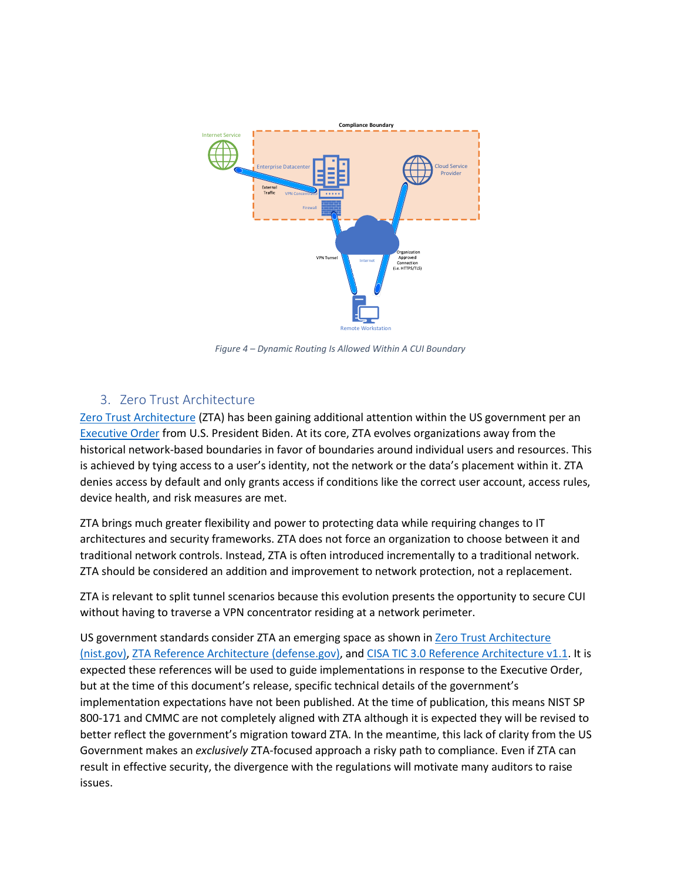Figure 4 – Dynamic Routing Is Allowed Within A CUI Boundary

## 3. Zero Trust Architecture

Zero Trust Architecture (ZTA) has been gaining additional attention within the US government per an Executive Order from U.S. President Biden. At its core, ZTA evolves organizations away from the historical network-based boundaries in favor of boundaries around individual users and resources. This is achieved by tying access to a user's identity, not the network or the data's placement within it. ZTA denies access by default and only grants access if conditions like the correct user account, access rules, device health, and risk measures are met.

ZTA brings much greater flexibility and power to protecting data while requiring changes to IT architectures and security frameworks. ZTA does not force an organization to choose between it and traditional network controls. Instead, ZTA is often introduced incrementally to a traditional network. ZTA should be considered an addition and improvement to network protection, not a replacement.

ZTA is relevant to split tunnel scenarios because this evolution presents the opportunity to secure CUI without having to traverse a VPN concentrator residing at a network perimeter.

US government standards consider ZTA an emerging space as shown in Zero Trust Architecture (nist.gov), ZTA Reference Architecture (defense.gov), and CISA TIC 3.0 Reference Architecture v1.1. It is expected these references will be used to guide implementations in response to the Executive Order, but at the time of this document's release, specific technical details of the government's implementation expectations have not been published. At the time of publication, this means NIST SP 800-171 and CMMC are not completely aligned with ZTA although it is expected they will be revised to better reflect the government's migration toward ZTA. In the meantime, this lack of clarity from the US Government makes an *exclusively* ZTA-focused approach a risky path to compliance. Even if ZTA can result in effective security, the divergence with the regulations will motivate many auditors to raise issues.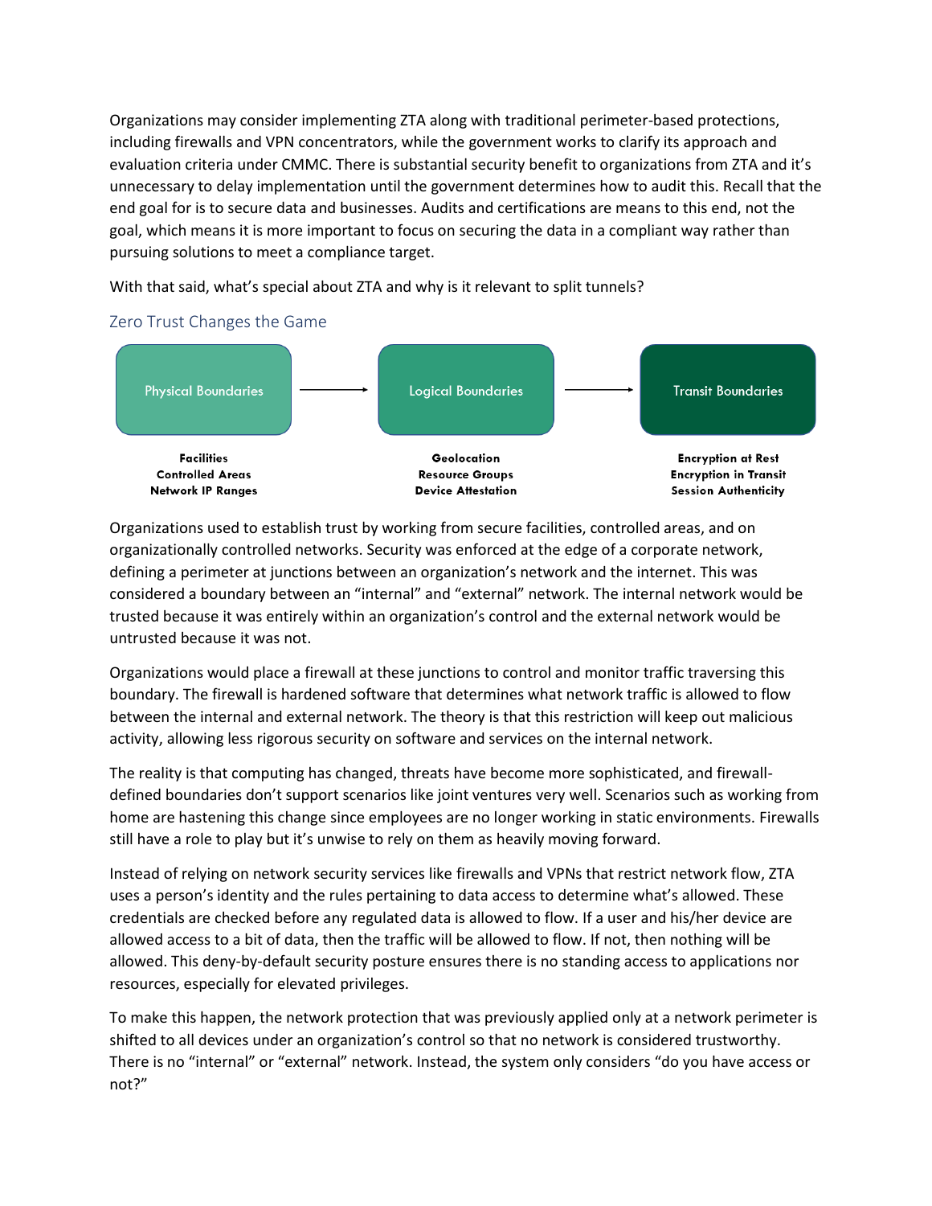Organizations may consider implementing ZTA along with traditional perimeter-based protections, including firewalls and VPN concentrators, while the government works to clarify its approach and evaluation criteria under CMMC. There is substantial security benefit to organizations from ZTA and it's unnecessary to delay implementation until the government determines how to audit this. Recall that the end goal for is to secure data and businesses. Audits and certifications are means to this end, not the goal, which means it is more important to focus on securing the data in a compliant way rather than pursuing solutions to meet a compliance target.

With that said, what's special about ZTA and why is it relevant to split tunnels?

## Zero Trust Changes the Game

| Physical Boundaries → | Logical Boundaries → | Transit Boundaries |
|---|---|---|
| **Facilities** | **Geolocation** | **Encryption at Rest** |
| **Controlled Areas** | **Resource Groups** | **Encryption in Transit** |
| **Network IP Ranges** | **Device Attestation** | **Session Authenticity** |

Organizations used to establish trust by working from secure facilities, controlled areas, and on organizationally controlled networks. Security was enforced at the edge of a corporate network, defining a perimeter at junctions between an organization's network and the internet. This was considered a boundary between an "internal" and "external" network. The internal network would be trusted because it was entirely within an organization's control and the external network would be untrusted because it was not.

Organizations would place a firewall at these junctions to control and monitor traffic traversing this boundary. The firewall is hardened software that determines what network traffic is allowed to flow between the internal and external network. The theory is that this restriction will keep out malicious activity, allowing less rigorous security on software and services on the internal network.

The reality is that computing has changed, threats have become more sophisticated, and firewall-defined boundaries don't support scenarios like joint ventures very well. Scenarios such as working from home are hastening this change since employees are no longer working in static environments. Firewalls still have a role to play but it's unwise to rely on them as heavily moving forward.

Instead of relying on network security services like firewalls and VPNs that restrict network flow, ZTA uses a person's identity and the rules pertaining to data access to determine what's allowed. These credentials are checked before any regulated data is allowed to flow. If a user and his/her device are allowed access to a bit of data, then the traffic will be allowed to flow. If not, then nothing will be allowed. This deny-by-default security posture ensures there is no standing access to applications nor resources, especially for elevated privileges.

To make this happen, the network protection that was previously applied only at a network perimeter is shifted to all devices under an organization's control so that no network is considered trustworthy. There is no "internal" or "external" network. Instead, the system only considers "do you have access or not?"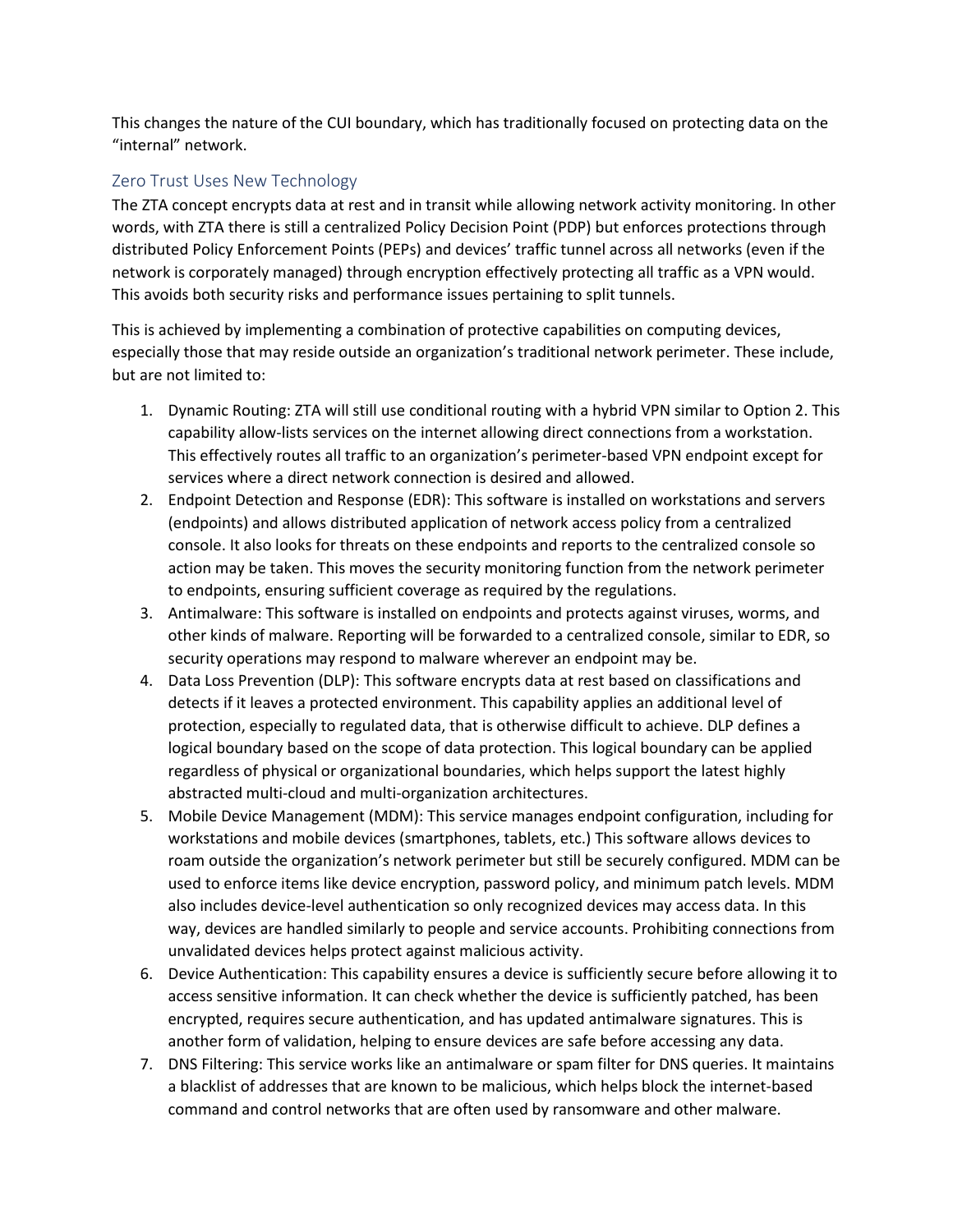This changes the nature of the CUI boundary, which has traditionally focused on protecting data on the "internal" network.

## Zero Trust Uses New Technology

The ZTA concept encrypts data at rest and in transit while allowing network activity monitoring. In other words, with ZTA there is still a centralized Policy Decision Point (PDP) but enforces protections through distributed Policy Enforcement Points (PEPs) and devices' traffic tunnel across all networks (even if the network is corporately managed) through encryption effectively protecting all traffic as a VPN would. This avoids both security risks and performance issues pertaining to split tunnels.

This is achieved by implementing a combination of protective capabilities on computing devices, especially those that may reside outside an organization's traditional network perimeter. These include, but are not limited to:

1. Dynamic Routing: ZTA will still use conditional routing with a hybrid VPN similar to Option 2. This capability allow-lists services on the internet allowing direct connections from a workstation. This effectively routes all traffic to an organization's perimeter-based VPN endpoint except for services where a direct network connection is desired and allowed.
2. Endpoint Detection and Response (EDR): This software is installed on workstations and servers (endpoints) and allows distributed application of network access policy from a centralized console. It also looks for threats on these endpoints and reports to the centralized console so action may be taken. This moves the security monitoring function from the network perimeter to endpoints, ensuring sufficient coverage as required by the regulations.
3. Antimalware: This software is installed on endpoints and protects against viruses, worms, and other kinds of malware. Reporting will be forwarded to a centralized console, similar to EDR, so security operations may respond to malware wherever an endpoint may be.
4. Data Loss Prevention (DLP): This software encrypts data at rest based on classifications and detects if it leaves a protected environment. This capability applies an additional level of protection, especially to regulated data, that is otherwise difficult to achieve. DLP defines a logical boundary based on the scope of data protection. This logical boundary can be applied regardless of physical or organizational boundaries, which helps support the latest highly abstracted multi-cloud and multi-organization architectures.
5. Mobile Device Management (MDM): This service manages endpoint configuration, including for workstations and mobile devices (smartphones, tablets, etc.) This software allows devices to roam outside the organization's network perimeter but still be securely configured. MDM can be used to enforce items like device encryption, password policy, and minimum patch levels. MDM also includes device-level authentication so only recognized devices may access data. In this way, devices are handled similarly to people and service accounts. Prohibiting connections from unvalidated devices helps protect against malicious activity.
6. Device Authentication: This capability ensures a device is sufficiently secure before allowing it to access sensitive information. It can check whether the device is sufficiently patched, has been encrypted, requires secure authentication, and has updated antimalware signatures. This is another form of validation, helping to ensure devices are safe before accessing any data.
7. DNS Filtering: This service works like an antimalware or spam filter for DNS queries. It maintains a blacklist of addresses that are known to be malicious, which helps block the internet-based command and control networks that are often used by ransomware and other malware.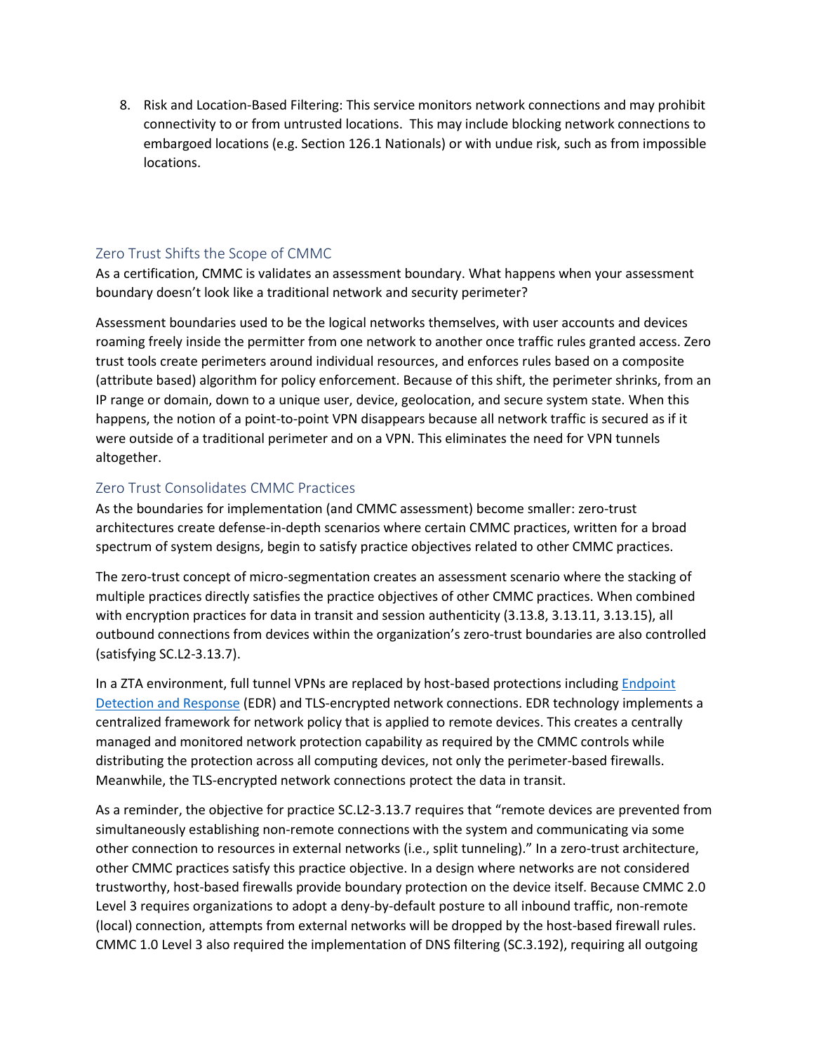8. Risk and Location-Based Filtering: This service monitors network connections and may prohibit connectivity to or from untrusted locations. This may include blocking network connections to embargoed locations (e.g. Section 126.1 Nationals) or with undue risk, such as from impossible locations.

## Zero Trust Shifts the Scope of CMMC

As a certification, CMMC is validates an assessment boundary. What happens when your assessment boundary doesn't look like a traditional network and security perimeter?

Assessment boundaries used to be the logical networks themselves, with user accounts and devices roaming freely inside the permitter from one network to another once traffic rules granted access. Zero trust tools create perimeters around individual resources, and enforces rules based on a composite (attribute based) algorithm for policy enforcement. Because of this shift, the perimeter shrinks, from an IP range or domain, down to a unique user, device, geolocation, and secure system state. When this happens, the notion of a point-to-point VPN disappears because all network traffic is secured as if it were outside of a traditional perimeter and on a VPN. This eliminates the need for VPN tunnels altogether.

## Zero Trust Consolidates CMMC Practices

As the boundaries for implementation (and CMMC assessment) become smaller: zero-trust architectures create defense-in-depth scenarios where certain CMMC practices, written for a broad spectrum of system designs, begin to satisfy practice objectives related to other CMMC practices.

The zero-trust concept of micro-segmentation creates an assessment scenario where the stacking of multiple practices directly satisfies the practice objectives of other CMMC practices. When combined with encryption practices for data in transit and session authenticity (3.13.8, 3.13.11, 3.13.15), all outbound connections from devices within the organization's zero-trust boundaries are also controlled (satisfying SC.L2-3.13.7).

In a ZTA environment, full tunnel VPNs are replaced by host-based protections including [Endpoint Detection and Response]() (EDR) and TLS-encrypted network connections. EDR technology implements a centralized framework for network policy that is applied to remote devices. This creates a centrally managed and monitored network protection capability as required by the CMMC controls while distributing the protection across all computing devices, not only the perimeter-based firewalls. Meanwhile, the TLS-encrypted network connections protect the data in transit.

As a reminder, the objective for practice SC.L2-3.13.7 requires that "remote devices are prevented from simultaneously establishing non-remote connections with the system and communicating via some other connection to resources in external networks (i.e., split tunneling)." In a zero-trust architecture, other CMMC practices satisfy this practice objective. In a design where networks are not considered trustworthy, host-based firewalls provide boundary protection on the device itself. Because CMMC 2.0 Level 3 requires organizations to adopt a deny-by-default posture to all inbound traffic, non-remote (local) connection, attempts from external networks will be dropped by the host-based firewall rules. CMMC 1.0 Level 3 also required the implementation of DNS filtering (SC.3.192), requiring all outgoing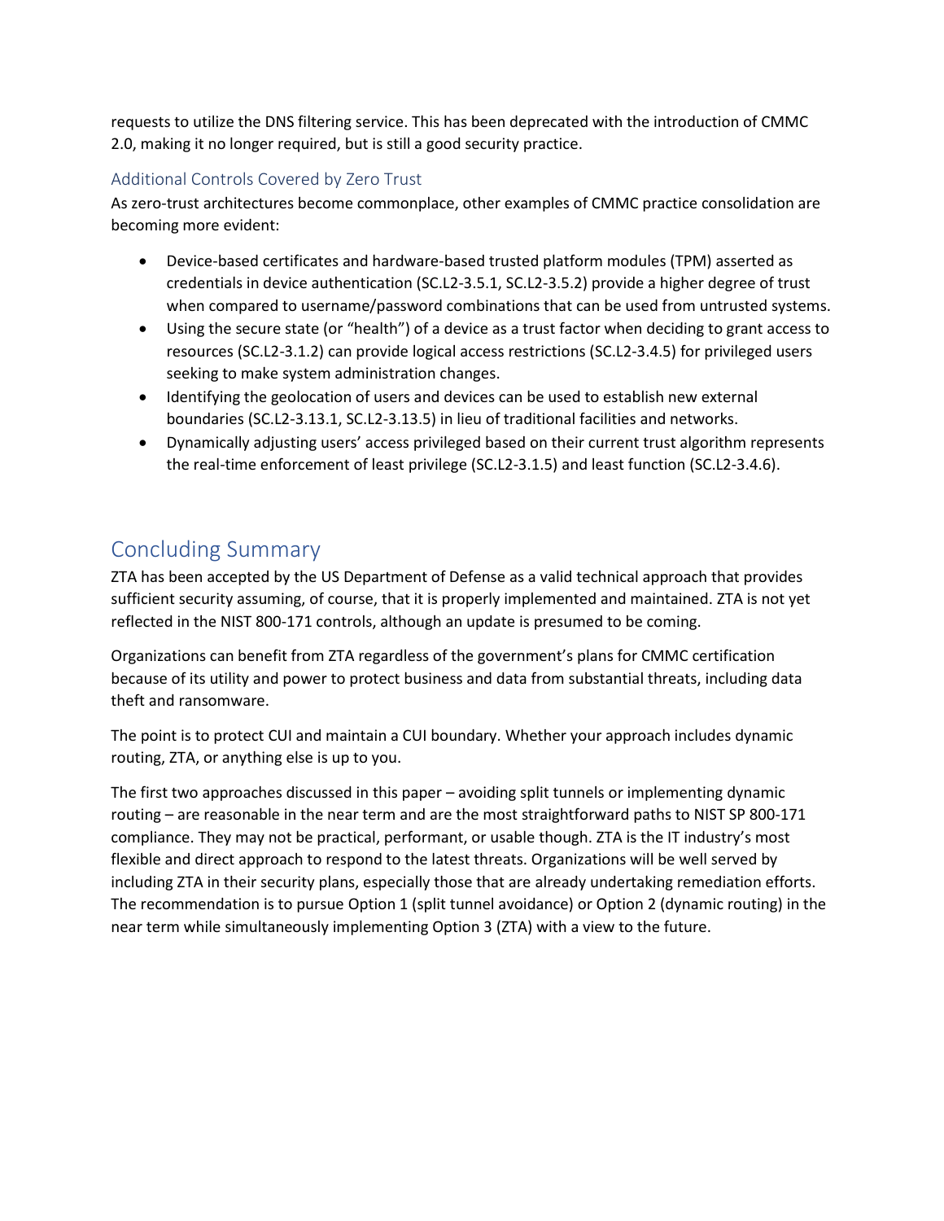requests to utilize the DNS filtering service. This has been deprecated with the introduction of CMMC 2.0, making it no longer required, but is still a good security practice.

### Additional Controls Covered by Zero Trust

As zero-trust architectures become commonplace, other examples of CMMC practice consolidation are becoming more evident:

- Device-based certificates and hardware-based trusted platform modules (TPM) asserted as credentials in device authentication (SC.L2-3.5.1, SC.L2-3.5.2) provide a higher degree of trust when compared to username/password combinations that can be used from untrusted systems.
- Using the secure state (or "health") of a device as a trust factor when deciding to grant access to resources (SC.L2-3.1.2) can provide logical access restrictions (SC.L2-3.4.5) for privileged users seeking to make system administration changes.
- Identifying the geolocation of users and devices can be used to establish new external boundaries (SC.L2-3.13.1, SC.L2-3.13.5) in lieu of traditional facilities and networks.
- Dynamically adjusting users' access privileged based on their current trust algorithm represents the real-time enforcement of least privilege (SC.L2-3.1.5) and least function (SC.L2-3.4.6).

## Concluding Summary

ZTA has been accepted by the US Department of Defense as a valid technical approach that provides sufficient security assuming, of course, that it is properly implemented and maintained. ZTA is not yet reflected in the NIST 800-171 controls, although an update is presumed to be coming.

Organizations can benefit from ZTA regardless of the government's plans for CMMC certification because of its utility and power to protect business and data from substantial threats, including data theft and ransomware.

The point is to protect CUI and maintain a CUI boundary. Whether your approach includes dynamic routing, ZTA, or anything else is up to you.

The first two approaches discussed in this paper – avoiding split tunnels or implementing dynamic routing – are reasonable in the near term and are the most straightforward paths to NIST SP 800-171 compliance. They may not be practical, performant, or usable though. ZTA is the IT industry's most flexible and direct approach to respond to the latest threats. Organizations will be well served by including ZTA in their security plans, especially those that are already undertaking remediation efforts. The recommendation is to pursue Option 1 (split tunnel avoidance) or Option 2 (dynamic routing) in the near term while simultaneously implementing Option 3 (ZTA) with a view to the future.